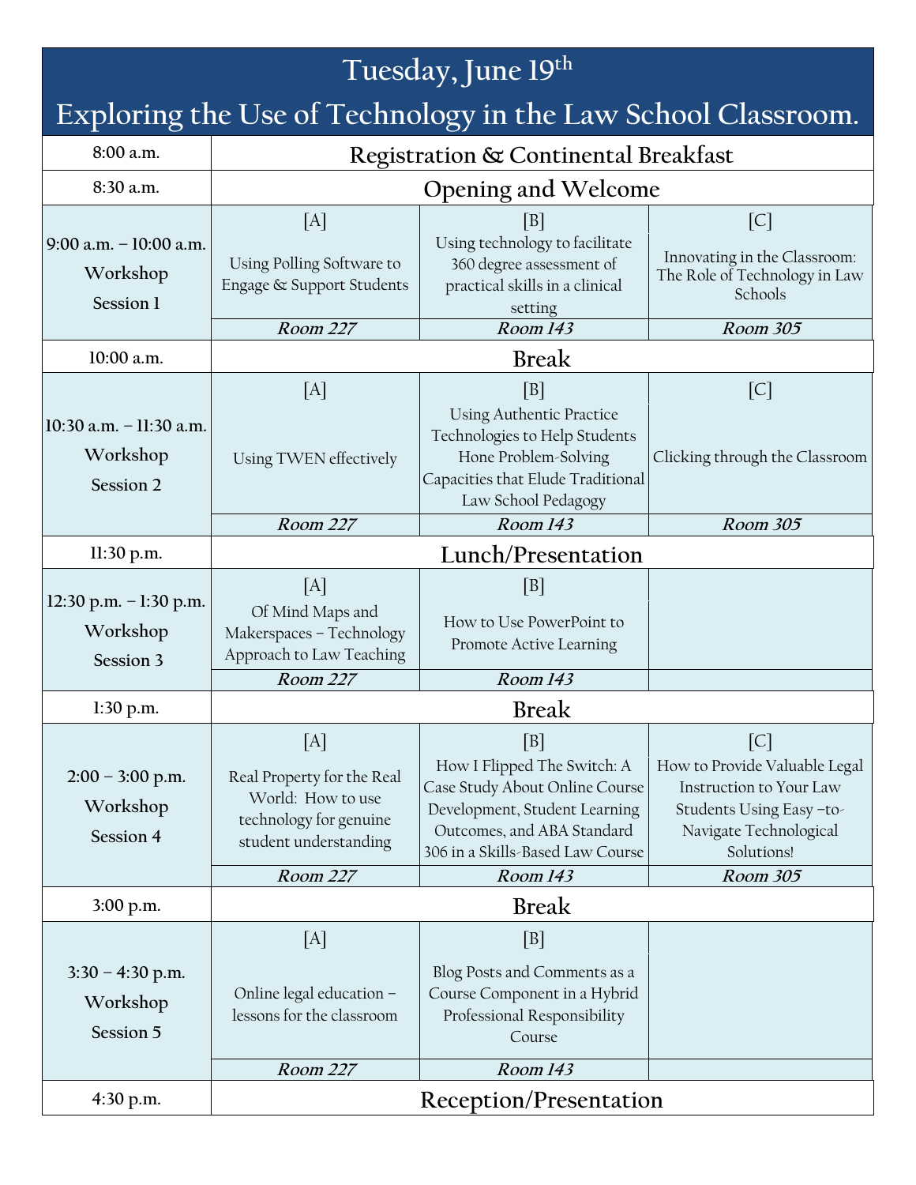# Tuesday, June 19th

## Exploring the Use of Technology in the Law School Classroom.

| Time | [A] | [B] | [C] |
| --- | --- | --- | --- |
| 8:00 a.m. | Registration & Continental Breakfast | | |
| 8:30 a.m. | Opening and Welcome | | |
| 9:00 a.m. – 10:00 a.m. Workshop Session 1 | [A] Using Polling Software to Engage & Support Students | [B] Using technology to facilitate 360 degree assessment of practical skills in a clinical setting | [C] Innovating in the Classroom: The Role of Technology in Law Schools |
| | ***Room 227*** | ***Room 143*** | ***Room 305*** |
| 10:00 a.m. | Break | | |
| 10:30 a.m. – 11:30 a.m. Workshop Session 2 | [A] Using TWEN effectively | [B] Using Authentic Practice Technologies to Help Students Hone Problem-Solving Capacities that Elude Traditional Law School Pedagogy | [C] Clicking through the Classroom |
| | ***Room 227*** | ***Room 143*** | ***Room 305*** |
| 11:30 p.m. | Lunch/Presentation | | |
| 12:30 p.m. – 1:30 p.m. Workshop Session 3 | [A] Of Mind Maps and Makerspaces – Technology Approach to Law Teaching | [B] How to Use PowerPoint to Promote Active Learning | |
| | ***Room 227*** | ***Room 143*** | |
| 1:30 p.m. | Break | | |
| 2:00 – 3:00 p.m. Workshop Session 4 | [A] Real Property for the Real World: How to use technology for genuine student understanding | [B] How I Flipped The Switch: A Case Study About Online Course Development, Student Learning Outcomes, and ABA Standard 306 in a Skills-Based Law Course | [C] How to Provide Valuable Legal Instruction to Your Law Students Using Easy –to-Navigate Technological Solutions! |
| | ***Room 227*** | ***Room 143*** | ***Room 305*** |
| 3:00 p.m. | Break | | |
| 3:30 – 4:30 p.m. Workshop Session 5 | [A] Online legal education – lessons for the classroom | [B] Blog Posts and Comments as a Course Component in a Hybrid Professional Responsibility Course | |
| | ***Room 227*** | ***Room 143*** | |
| 4:30 p.m. | Reception/Presentation | | |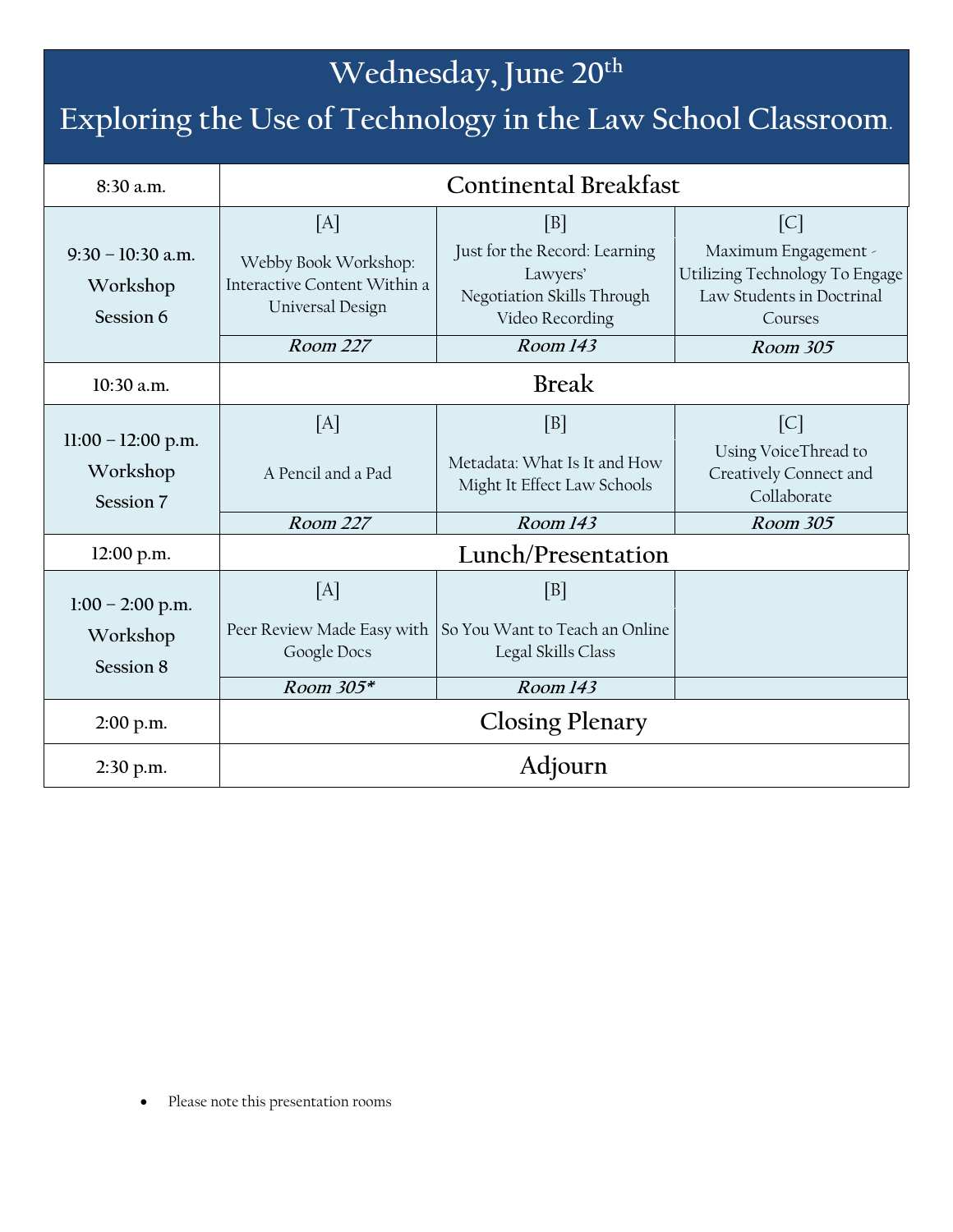# Wednesday, June 20th

## Exploring the Use of Technology in the Law School Classroom.

| | | | |
|---|---|---|---|
| 8:30 a.m. | **Continental Breakfast** | | |
| 9:30 – 10:30 a.m.<br>Workshop<br>Session 6 | [A]<br>Webby Book Workshop: Interactive Content Within a Universal Design | [B]<br>Just for the Record: Learning Lawyers' Negotiation Skills Through Video Recording | [C]<br>Maximum Engagement - Utilizing Technology To Engage Law Students in Doctrinal Courses |
| | ***Room 227*** | ***Room 143*** | ***Room 305*** |
| 10:30 a.m. | **Break** | | |
| 11:00 – 12:00 p.m.<br>Workshop<br>Session 7 | [A]<br>A Pencil and a Pad | [B]<br>Metadata: What Is It and How Might It Effect Law Schools | [C]<br>Using VoiceThread to Creatively Connect and Collaborate |
| | ***Room 227*** | ***Room 143*** | ***Room 305*** |
| 12:00 p.m. | **Lunch/Presentation** | | |
| 1:00 – 2:00 p.m.<br>Workshop<br>Session 8 | [A]<br>Peer Review Made Easy with Google Docs | [B]<br>So You Want to Teach an Online Legal Skills Class | |
| | ***Room 305**** | ***Room 143*** | |
| 2:00 p.m. | **Closing Plenary** | | |
| 2:30 p.m. | **Adjourn** | | |

- Please note this presentation rooms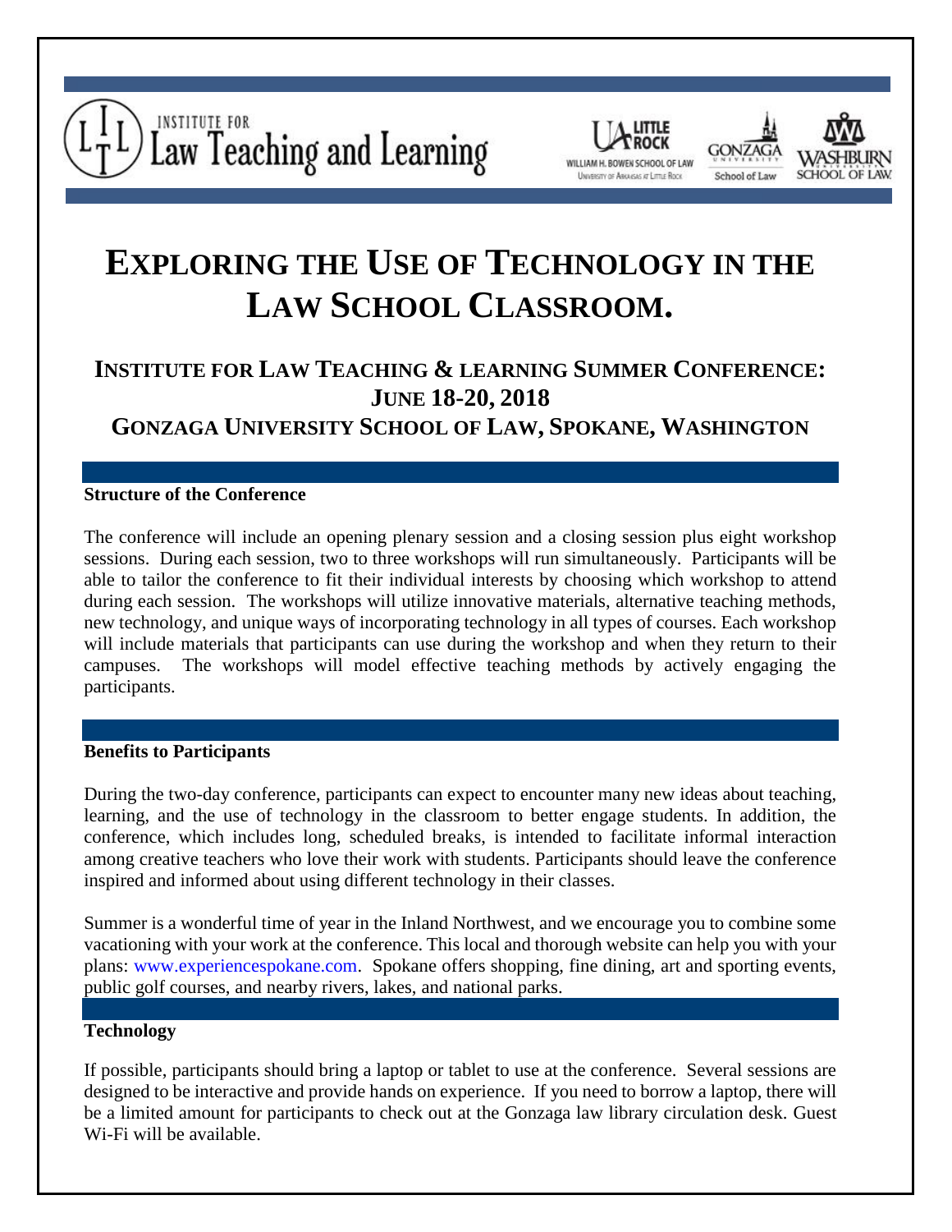INSTITUTE FOR Law Teaching and Learning

# EXPLORING THE USE OF TECHNOLOGY IN THE LAW SCHOOL CLASSROOM.

## INSTITUTE FOR LAW TEACHING & LEARNING SUMMER CONFERENCE: JUNE 18-20, 2018
## GONZAGA UNIVERSITY SCHOOL OF LAW, SPOKANE, WASHINGTON

### Structure of the Conference

The conference will include an opening plenary session and a closing session plus eight workshop sessions. During each session, two to three workshops will run simultaneously. Participants will be able to tailor the conference to fit their individual interests by choosing which workshop to attend during each session. The workshops will utilize innovative materials, alternative teaching methods, new technology, and unique ways of incorporating technology in all types of courses. Each workshop will include materials that participants can use during the workshop and when they return to their campuses. The workshops will model effective teaching methods by actively engaging the participants.

### Benefits to Participants

During the two-day conference, participants can expect to encounter many new ideas about teaching, learning, and the use of technology in the classroom to better engage students. In addition, the conference, which includes long, scheduled breaks, is intended to facilitate informal interaction among creative teachers who love their work with students. Participants should leave the conference inspired and informed about using different technology in their classes.

Summer is a wonderful time of year in the Inland Northwest, and we encourage you to combine some vacationing with your work at the conference. This local and thorough website can help you with your plans: www.experiencespokane.com. Spokane offers shopping, fine dining, art and sporting events, public golf courses, and nearby rivers, lakes, and national parks.

### Technology

If possible, participants should bring a laptop or tablet to use at the conference. Several sessions are designed to be interactive and provide hands on experience. If you need to borrow a laptop, there will be a limited amount for participants to check out at the Gonzaga law library circulation desk. Guest Wi-Fi will be available.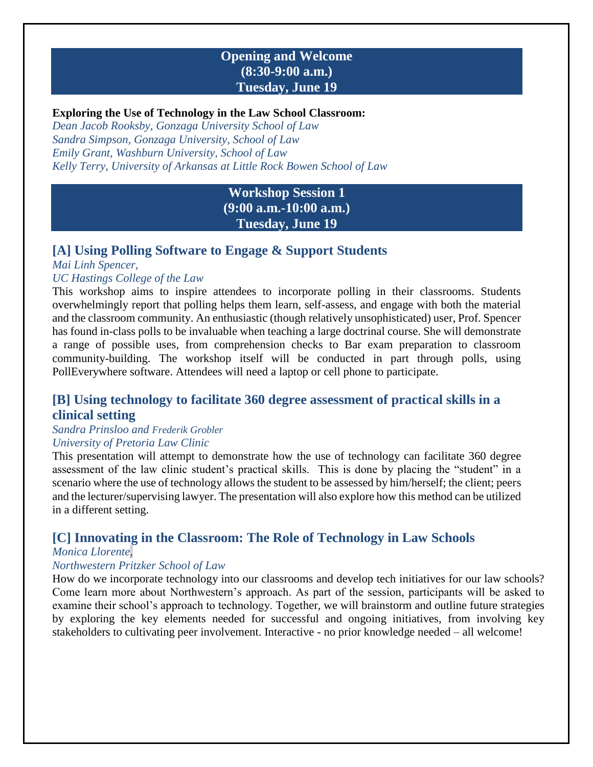## Opening and Welcome
## (8:30-9:00 a.m.)
## Tuesday, June 19

**Exploring the Use of Technology in the Law School Classroom:**
*Dean Jacob Rooksby, Gonzaga University School of Law*
*Sandra Simpson, Gonzaga University, School of Law*
*Emily Grant, Washburn University, School of Law*
*Kelly Terry, University of Arkansas at Little Rock Bowen School of Law*

## Workshop Session 1
## (9:00 a.m.-10:00 a.m.)
## Tuesday, June 19

### [A] Using Polling Software to Engage & Support Students

*Mai Linh Spencer,*
*UC Hastings College of the Law*

This workshop aims to inspire attendees to incorporate polling in their classrooms. Students overwhelmingly report that polling helps them learn, self-assess, and engage with both the material and the classroom community. An enthusiastic (though relatively unsophisticated) user, Prof. Spencer has found in-class polls to be invaluable when teaching a large doctrinal course. She will demonstrate a range of possible uses, from comprehension checks to Bar exam preparation to classroom community-building. The workshop itself will be conducted in part through polls, using PollEverywhere software. Attendees will need a laptop or cell phone to participate.

### [B] Using technology to facilitate 360 degree assessment of practical skills in a clinical setting

*Sandra Prinsloo and Frederik Grobler*
*University of Pretoria Law Clinic*

This presentation will attempt to demonstrate how the use of technology can facilitate 360 degree assessment of the law clinic student's practical skills. This is done by placing the "student" in a scenario where the use of technology allows the student to be assessed by him/herself; the client; peers and the lecturer/supervising lawyer. The presentation will also explore how this method can be utilized in a different setting.

### [C] Innovating in the Classroom: The Role of Technology in Law Schools

*Monica Llorente,*
*Northwestern Pritzker School of Law*

How do we incorporate technology into our classrooms and develop tech initiatives for our law schools? Come learn more about Northwestern's approach. As part of the session, participants will be asked to examine their school's approach to technology. Together, we will brainstorm and outline future strategies by exploring the key elements needed for successful and ongoing initiatives, from involving key stakeholders to cultivating peer involvement. Interactive - no prior knowledge needed – all welcome!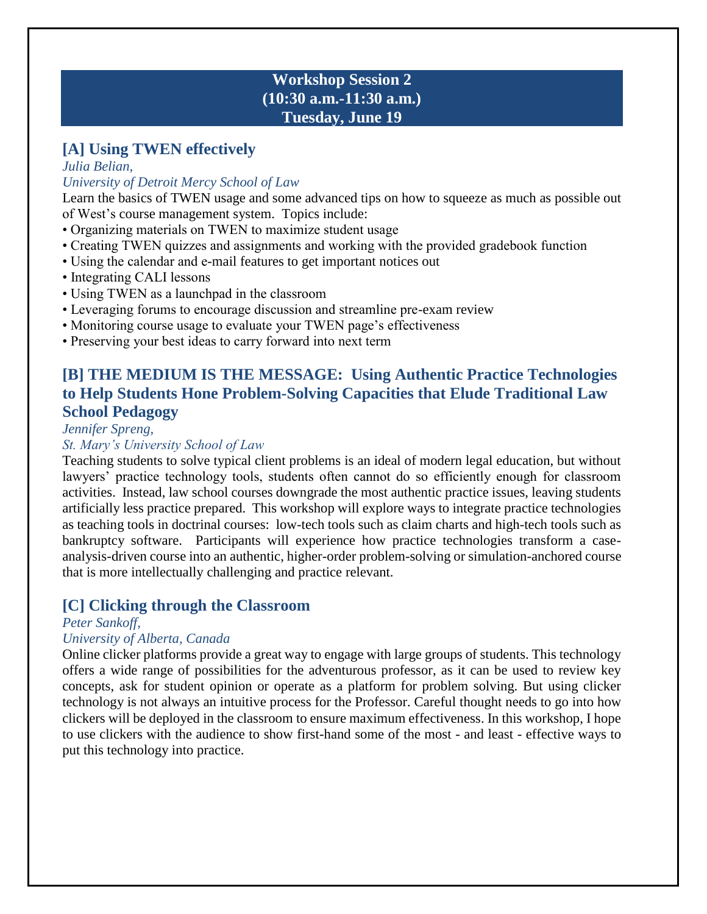## Workshop Session 2
## (10:30 a.m.-11:30 a.m.)
## Tuesday, June 19

### [A] Using TWEN effectively

*Julia Belian,*
*University of Detroit Mercy School of Law*

Learn the basics of TWEN usage and some advanced tips on how to squeeze as much as possible out of West's course management system. Topics include:

- Organizing materials on TWEN to maximize student usage
- Creating TWEN quizzes and assignments and working with the provided gradebook function
- Using the calendar and e-mail features to get important notices out
- Integrating CALI lessons
- Using TWEN as a launchpad in the classroom
- Leveraging forums to encourage discussion and streamline pre-exam review
- Monitoring course usage to evaluate your TWEN page's effectiveness
- Preserving your best ideas to carry forward into next term

### [B] THE MEDIUM IS THE MESSAGE: Using Authentic Practice Technologies to Help Students Hone Problem-Solving Capacities that Elude Traditional Law School Pedagogy

*Jennifer Spreng,*
*St. Mary's University School of Law*

Teaching students to solve typical client problems is an ideal of modern legal education, but without lawyers' practice technology tools, students often cannot do so efficiently enough for classroom activities. Instead, law school courses downgrade the most authentic practice issues, leaving students artificially less practice prepared. This workshop will explore ways to integrate practice technologies as teaching tools in doctrinal courses: low-tech tools such as claim charts and high-tech tools such as bankruptcy software. Participants will experience how practice technologies transform a case-analysis-driven course into an authentic, higher-order problem-solving or simulation-anchored course that is more intellectually challenging and practice relevant.

### [C] Clicking through the Classroom

*Peter Sankoff,*
*University of Alberta, Canada*

Online clicker platforms provide a great way to engage with large groups of students. This technology offers a wide range of possibilities for the adventurous professor, as it can be used to review key concepts, ask for student opinion or operate as a platform for problem solving. But using clicker technology is not always an intuitive process for the Professor. Careful thought needs to go into how clickers will be deployed in the classroom to ensure maximum effectiveness. In this workshop, I hope to use clickers with the audience to show first-hand some of the most - and least - effective ways to put this technology into practice.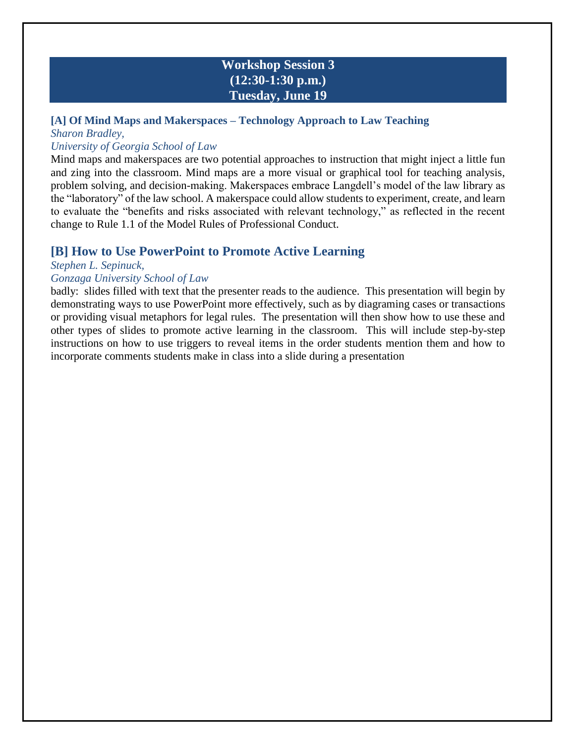## Workshop Session 3
## (12:30-1:30 p.m.)
## Tuesday, June 19

### [A] Of Mind Maps and Makerspaces – Technology Approach to Law Teaching

*Sharon Bradley,*
*University of Georgia School of Law*

Mind maps and makerspaces are two potential approaches to instruction that might inject a little fun and zing into the classroom. Mind maps are a more visual or graphical tool for teaching analysis, problem solving, and decision-making. Makerspaces embrace Langdell's model of the law library as the "laboratory" of the law school. A makerspace could allow students to experiment, create, and learn to evaluate the "benefits and risks associated with relevant technology," as reflected in the recent change to Rule 1.1 of the Model Rules of Professional Conduct.

### [B] How to Use PowerPoint to Promote Active Learning

*Stephen L. Sepinuck,*
*Gonzaga University School of Law*

badly: slides filled with text that the presenter reads to the audience. This presentation will begin by demonstrating ways to use PowerPoint more effectively, such as by diagraming cases or transactions or providing visual metaphors for legal rules. The presentation will then show how to use these and other types of slides to promote active learning in the classroom. This will include step-by-step instructions on how to use triggers to reveal items in the order students mention them and how to incorporate comments students make in class into a slide during a presentation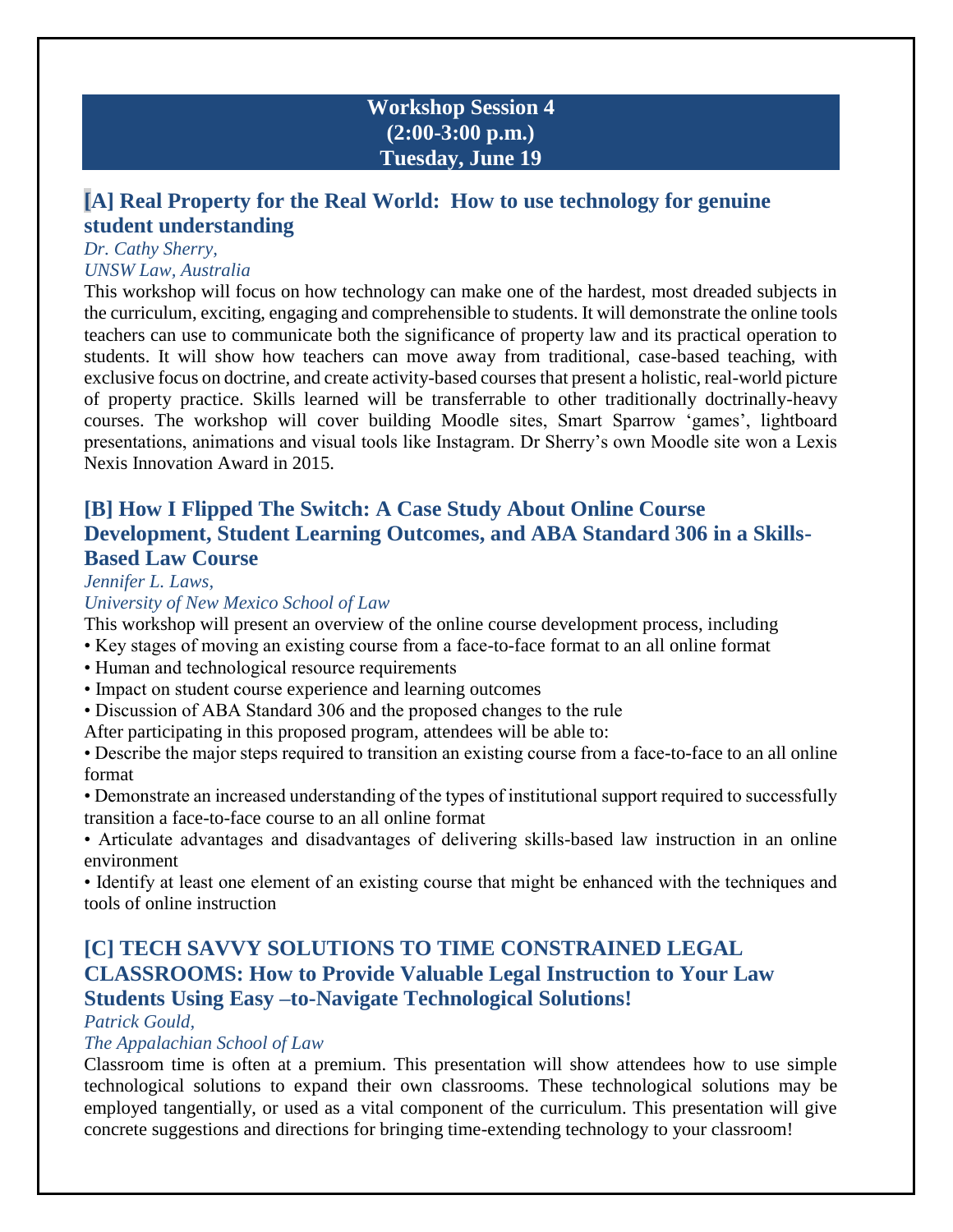## Workshop Session 4
## (2:00-3:00 p.m.)
## Tuesday, June 19

### [A] Real Property for the Real World: How to use technology for genuine student understanding

*Dr. Cathy Sherry,*
*UNSW Law, Australia*

This workshop will focus on how technology can make one of the hardest, most dreaded subjects in the curriculum, exciting, engaging and comprehensible to students. It will demonstrate the online tools teachers can use to communicate both the significance of property law and its practical operation to students. It will show how teachers can move away from traditional, case-based teaching, with exclusive focus on doctrine, and create activity-based courses that present a holistic, real-world picture of property practice. Skills learned will be transferrable to other traditionally doctrinally-heavy courses. The workshop will cover building Moodle sites, Smart Sparrow 'games', lightboard presentations, animations and visual tools like Instagram. Dr Sherry's own Moodle site won a Lexis Nexis Innovation Award in 2015.

### [B] How I Flipped The Switch: A Case Study About Online Course Development, Student Learning Outcomes, and ABA Standard 306 in a Skills-Based Law Course

*Jennifer L. Laws,*
*University of New Mexico School of Law*

This workshop will present an overview of the online course development process, including

- Key stages of moving an existing course from a face-to-face format to an all online format
- Human and technological resource requirements
- Impact on student course experience and learning outcomes
- Discussion of ABA Standard 306 and the proposed changes to the rule

After participating in this proposed program, attendees will be able to:

- Describe the major steps required to transition an existing course from a face-to-face to an all online format
- Demonstrate an increased understanding of the types of institutional support required to successfully transition a face-to-face course to an all online format
- Articulate advantages and disadvantages of delivering skills-based law instruction in an online environment
- Identify at least one element of an existing course that might be enhanced with the techniques and tools of online instruction

### [C] TECH SAVVY SOLUTIONS TO TIME CONSTRAINED LEGAL CLASSROOMS: How to Provide Valuable Legal Instruction to Your Law Students Using Easy –to-Navigate Technological Solutions!

*Patrick Gould,*
*The Appalachian School of Law*

Classroom time is often at a premium. This presentation will show attendees how to use simple technological solutions to expand their own classrooms. These technological solutions may be employed tangentially, or used as a vital component of the curriculum. This presentation will give concrete suggestions and directions for bringing time-extending technology to your classroom!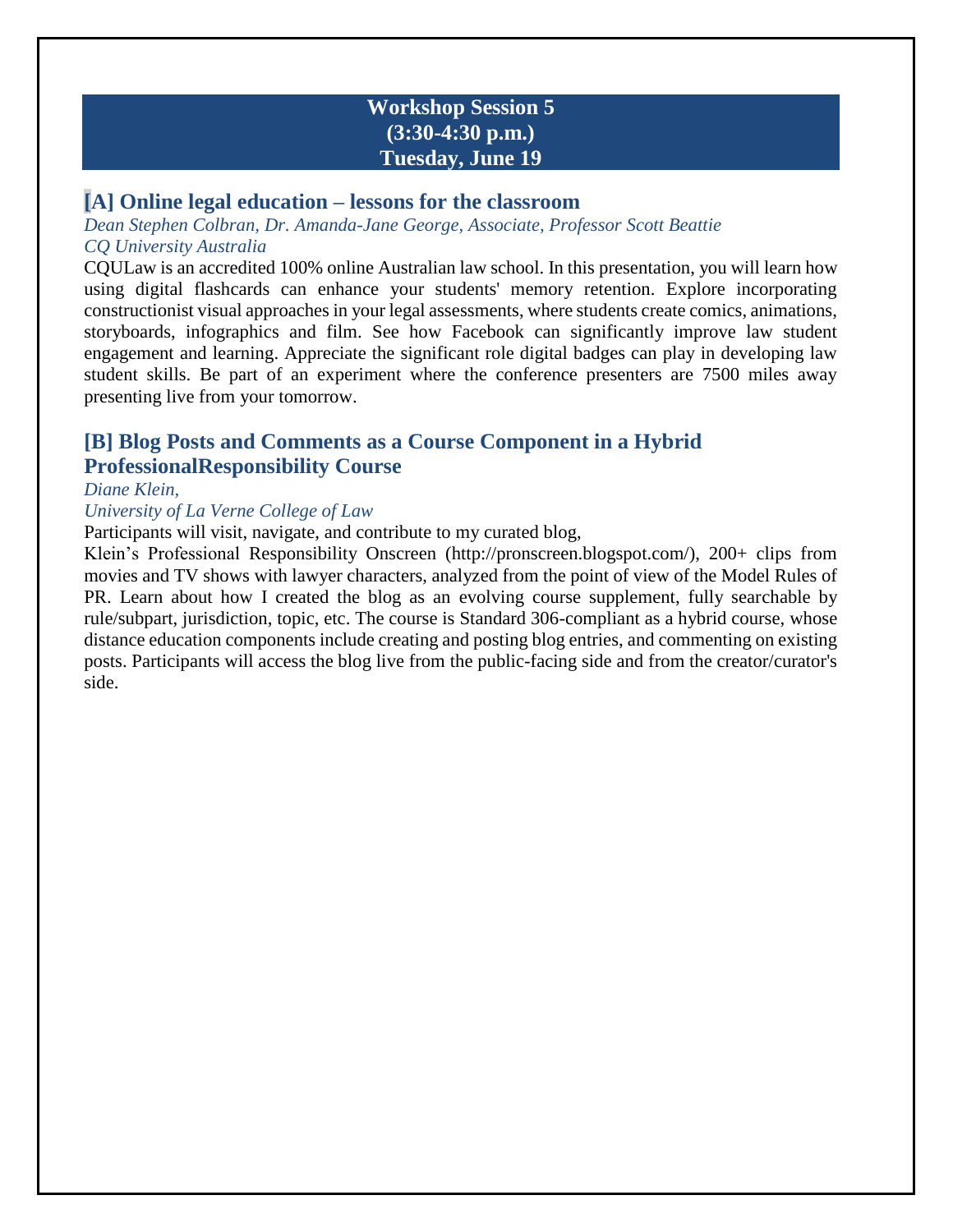## Workshop Session 5
## (3:30-4:30 p.m.)
## Tuesday, June 19

### [A] Online legal education – lessons for the classroom

*Dean Stephen Colbran, Dr. Amanda-Jane George, Associate, Professor Scott Beattie*
*CQ University Australia*

CQULaw is an accredited 100% online Australian law school. In this presentation, you will learn how using digital flashcards can enhance your students' memory retention. Explore incorporating constructionist visual approaches in your legal assessments, where students create comics, animations, storyboards, infographics and film. See how Facebook can significantly improve law student engagement and learning. Appreciate the significant role digital badges can play in developing law student skills. Be part of an experiment where the conference presenters are 7500 miles away presenting live from your tomorrow.

### [B] Blog Posts and Comments as a Course Component in a Hybrid ProfessionalResponsibility Course

*Diane Klein,*
*University of La Verne College of Law*

Participants will visit, navigate, and contribute to my curated blog,
Klein's Professional Responsibility Onscreen (http://pronscreen.blogspot.com/), 200+ clips from movies and TV shows with lawyer characters, analyzed from the point of view of the Model Rules of PR. Learn about how I created the blog as an evolving course supplement, fully searchable by rule/subpart, jurisdiction, topic, etc. The course is Standard 306-compliant as a hybrid course, whose distance education components include creating and posting blog entries, and commenting on existing posts. Participants will access the blog live from the public-facing side and from the creator/curator's side.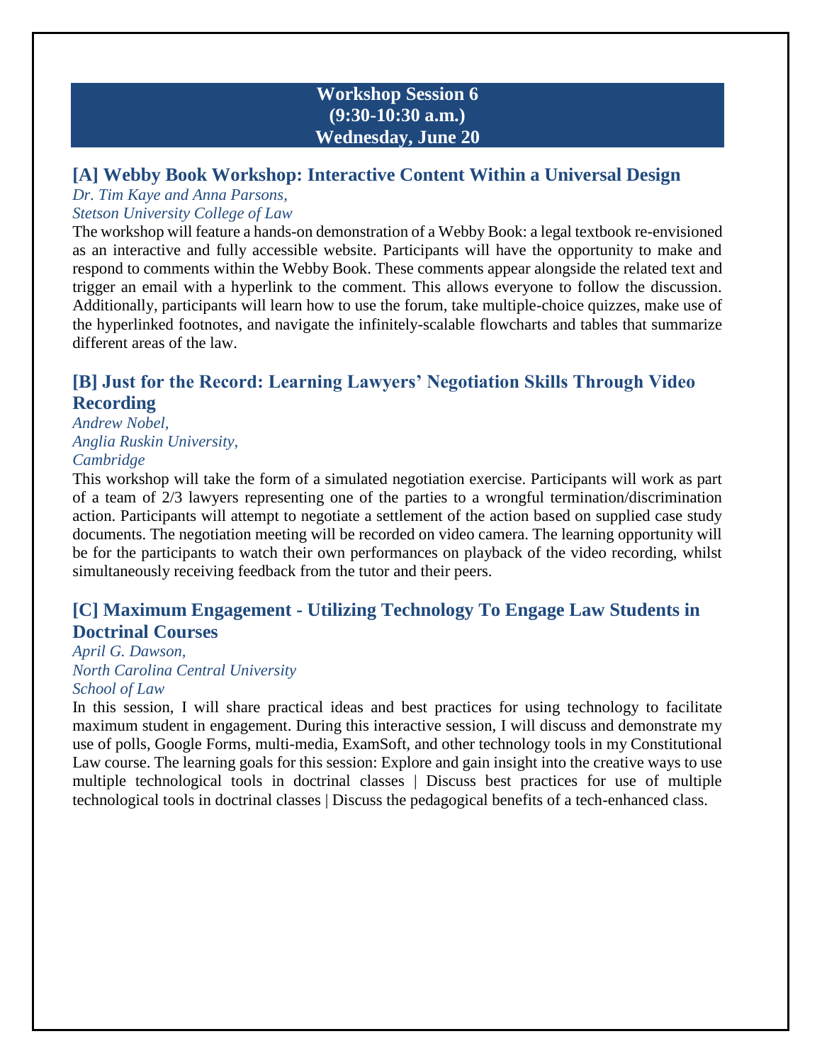## Workshop Session 6
## (9:30-10:30 a.m.)
## Wednesday, June 20

### [A] Webby Book Workshop: Interactive Content Within a Universal Design

*Dr. Tim Kaye and Anna Parsons,*
*Stetson University College of Law*

The workshop will feature a hands-on demonstration of a Webby Book: a legal textbook re-envisioned as an interactive and fully accessible website. Participants will have the opportunity to make and respond to comments within the Webby Book. These comments appear alongside the related text and trigger an email with a hyperlink to the comment. This allows everyone to follow the discussion. Additionally, participants will learn how to use the forum, take multiple-choice quizzes, make use of the hyperlinked footnotes, and navigate the infinitely-scalable flowcharts and tables that summarize different areas of the law.

### [B] Just for the Record: Learning Lawyers' Negotiation Skills Through Video Recording

*Andrew Nobel,*
*Anglia Ruskin University,*
*Cambridge*

This workshop will take the form of a simulated negotiation exercise. Participants will work as part of a team of 2/3 lawyers representing one of the parties to a wrongful termination/discrimination action. Participants will attempt to negotiate a settlement of the action based on supplied case study documents. The negotiation meeting will be recorded on video camera. The learning opportunity will be for the participants to watch their own performances on playback of the video recording, whilst simultaneously receiving feedback from the tutor and their peers.

### [C] Maximum Engagement - Utilizing Technology To Engage Law Students in Doctrinal Courses

*April G. Dawson,*
*North Carolina Central University*
*School of Law*

In this session, I will share practical ideas and best practices for using technology to facilitate maximum student in engagement. During this interactive session, I will discuss and demonstrate my use of polls, Google Forms, multi-media, ExamSoft, and other technology tools in my Constitutional Law course. The learning goals for this session: Explore and gain insight into the creative ways to use multiple technological tools in doctrinal classes | Discuss best practices for use of multiple technological tools in doctrinal classes | Discuss the pedagogical benefits of a tech-enhanced class.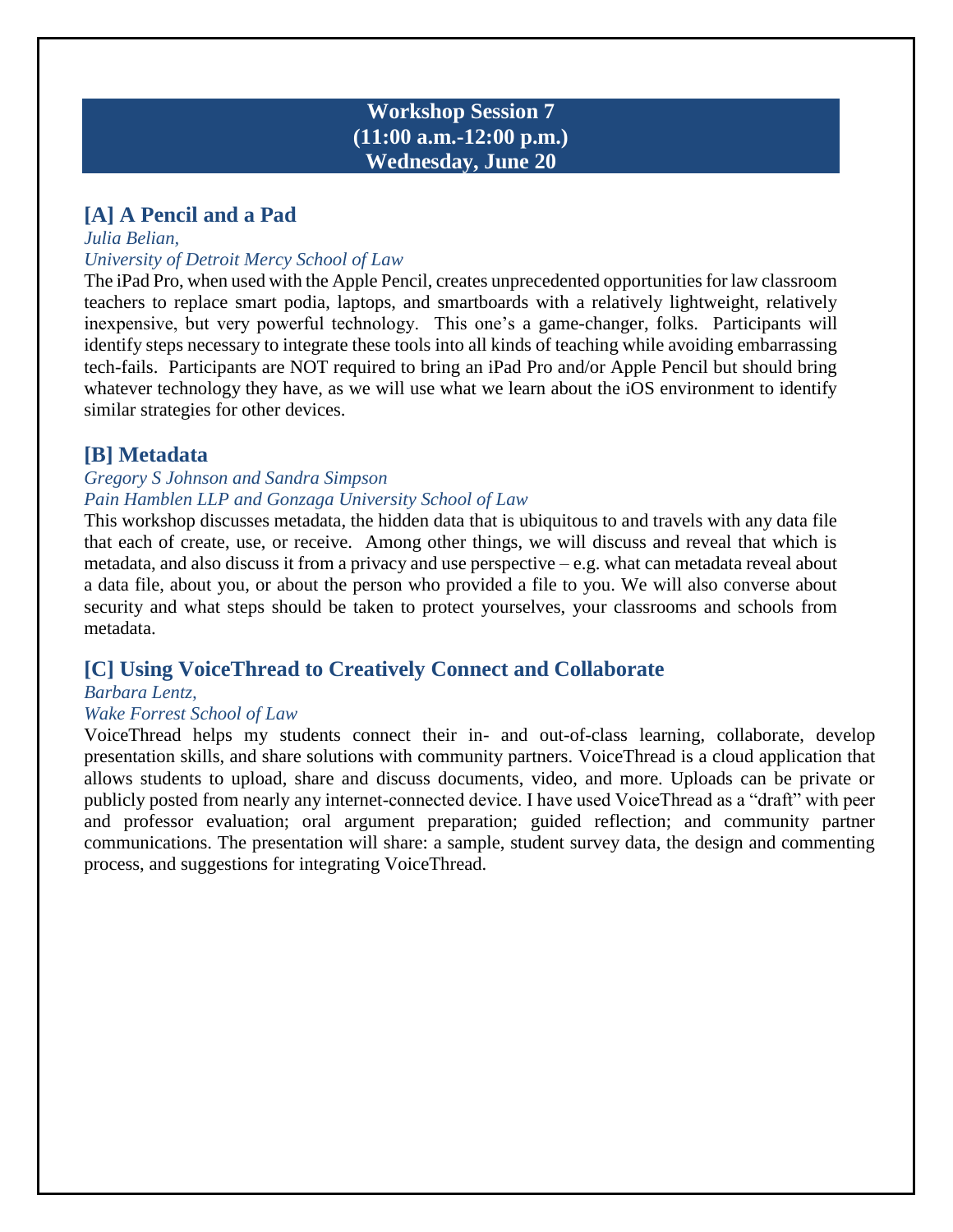## Workshop Session 7
## (11:00 a.m.-12:00 p.m.)
## Wednesday, June 20

### [A] A Pencil and a Pad

*Julia Belian,*
*University of Detroit Mercy School of Law*

The iPad Pro, when used with the Apple Pencil, creates unprecedented opportunities for law classroom teachers to replace smart podia, laptops, and smartboards with a relatively lightweight, relatively inexpensive, but very powerful technology. This one's a game-changer, folks. Participants will identify steps necessary to integrate these tools into all kinds of teaching while avoiding embarrassing tech-fails. Participants are NOT required to bring an iPad Pro and/or Apple Pencil but should bring whatever technology they have, as we will use what we learn about the iOS environment to identify similar strategies for other devices.

### [B] Metadata

*Gregory S Johnson and Sandra Simpson*
*Pain Hamblen LLP and Gonzaga University School of Law*

This workshop discusses metadata, the hidden data that is ubiquitous to and travels with any data file that each of create, use, or receive. Among other things, we will discuss and reveal that which is metadata, and also discuss it from a privacy and use perspective – e.g. what can metadata reveal about a data file, about you, or about the person who provided a file to you. We will also converse about security and what steps should be taken to protect yourselves, your classrooms and schools from metadata.

### [C] Using VoiceThread to Creatively Connect and Collaborate

*Barbara Lentz,*
*Wake Forrest School of Law*

VoiceThread helps my students connect their in- and out-of-class learning, collaborate, develop presentation skills, and share solutions with community partners. VoiceThread is a cloud application that allows students to upload, share and discuss documents, video, and more. Uploads can be private or publicly posted from nearly any internet-connected device. I have used VoiceThread as a "draft" with peer and professor evaluation; oral argument preparation; guided reflection; and community partner communications. The presentation will share: a sample, student survey data, the design and commenting process, and suggestions for integrating VoiceThread.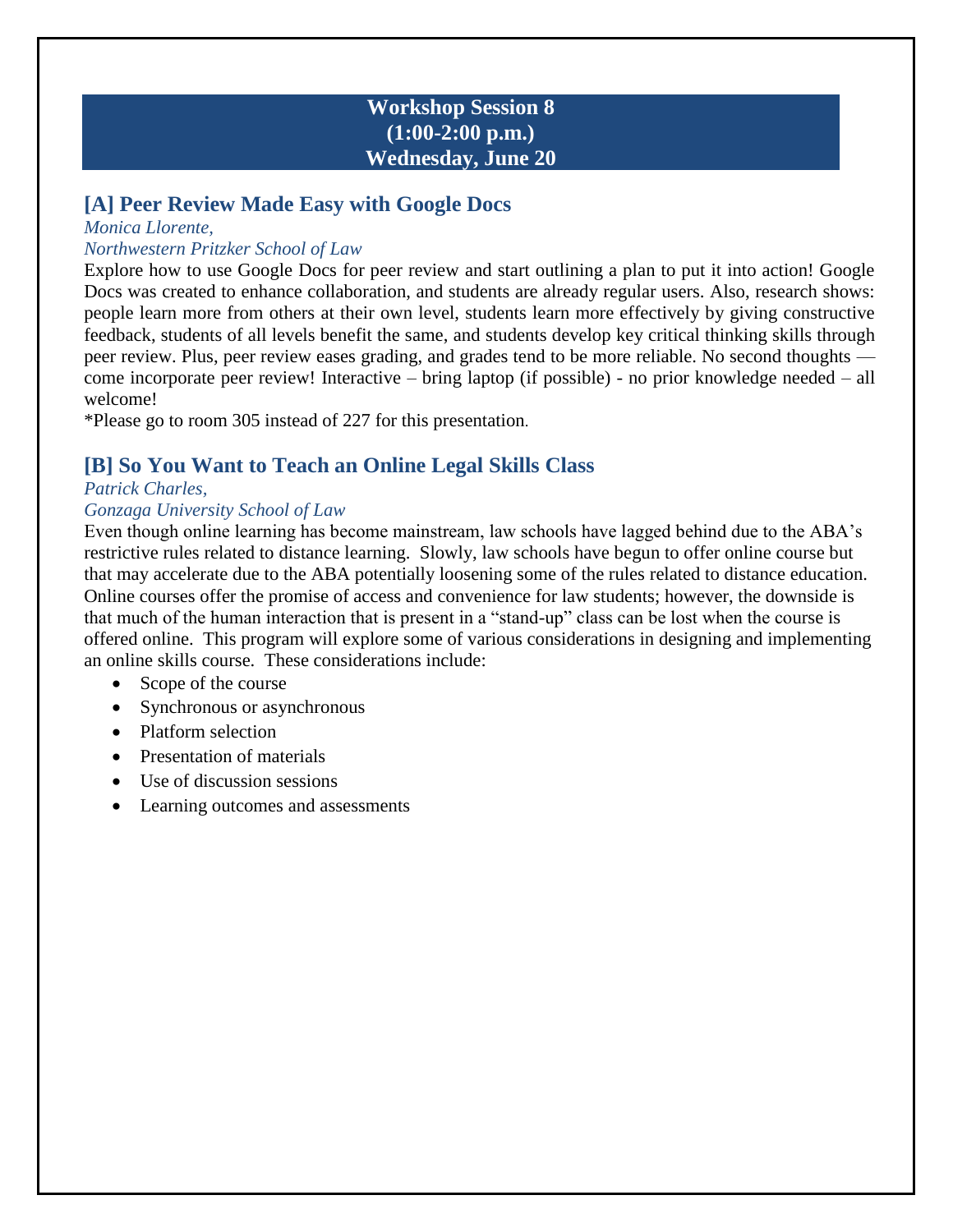## Workshop Session 8
## (1:00-2:00 p.m.)
## Wednesday, June 20

### [A] Peer Review Made Easy with Google Docs

*Monica Llorente,*
*Northwestern Pritzker School of Law*

Explore how to use Google Docs for peer review and start outlining a plan to put it into action! Google Docs was created to enhance collaboration, and students are already regular users. Also, research shows: people learn more from others at their own level, students learn more effectively by giving constructive feedback, students of all levels benefit the same, and students develop key critical thinking skills through peer review. Plus, peer review eases grading, and grades tend to be more reliable. No second thoughts — come incorporate peer review! Interactive – bring laptop (if possible) - no prior knowledge needed – all welcome!

*Please go to room 305 instead of 227 for this presentation.

### [B] So You Want to Teach an Online Legal Skills Class

*Patrick Charles,*
*Gonzaga University School of Law*

Even though online learning has become mainstream, law schools have lagged behind due to the ABA's restrictive rules related to distance learning. Slowly, law schools have begun to offer online course but that may accelerate due to the ABA potentially loosening some of the rules related to distance education. Online courses offer the promise of access and convenience for law students; however, the downside is that much of the human interaction that is present in a "stand-up" class can be lost when the course is offered online. This program will explore some of various considerations in designing and implementing an online skills course. These considerations include:

- Scope of the course
- Synchronous or asynchronous
- Platform selection
- Presentation of materials
- Use of discussion sessions
- Learning outcomes and assessments